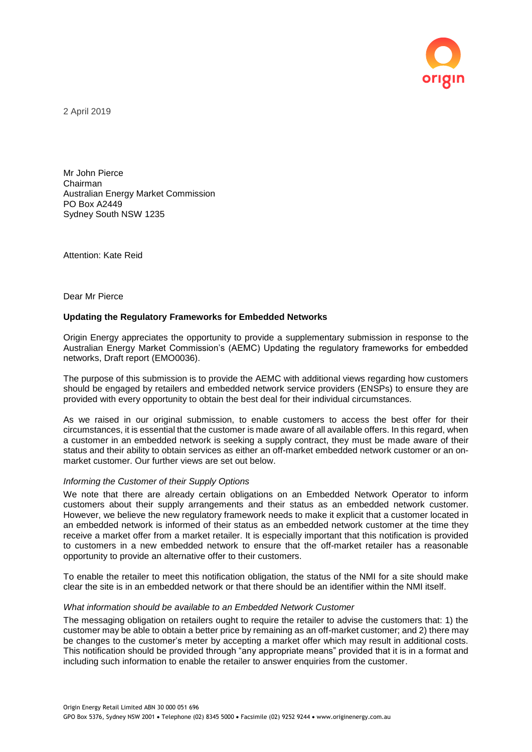2 April 2019

Mr John Pierce
Chairman
Australian Energy Market Commission
PO Box A2449
Sydney South NSW 1235

Attention: Kate Reid

Dear Mr Pierce

**Updating the Regulatory Frameworks for Embedded Networks**

Origin Energy appreciates the opportunity to provide a supplementary submission in response to the Australian Energy Market Commission's (AEMC) Updating the regulatory frameworks for embedded networks, Draft report (EMO0036).

The purpose of this submission is to provide the AEMC with additional views regarding how customers should be engaged by retailers and embedded network service providers (ENSPs) to ensure they are provided with every opportunity to obtain the best deal for their individual circumstances.

As we raised in our original submission, to enable customers to access the best offer for their circumstances, it is essential that the customer is made aware of all available offers. In this regard, when a customer in an embedded network is seeking a supply contract, they must be made aware of their status and their ability to obtain services as either an off-market embedded network customer or an on-market customer. Our further views are set out below.

*Informing the Customer of their Supply Options*

We note that there are already certain obligations on an Embedded Network Operator to inform customers about their supply arrangements and their status as an embedded network customer. However, we believe the new regulatory framework needs to make it explicit that a customer located in an embedded network is informed of their status as an embedded network customer at the time they receive a market offer from a market retailer. It is especially important that this notification is provided to customers in a new embedded network to ensure that the off-market retailer has a reasonable opportunity to provide an alternative offer to their customers.

To enable the retailer to meet this notification obligation, the status of the NMI for a site should make clear the site is in an embedded network or that there should be an identifier within the NMI itself.

*What information should be available to an Embedded Network Customer*

The messaging obligation on retailers ought to require the retailer to advise the customers that: 1) the customer may be able to obtain a better price by remaining as an off-market customer; and 2) there may be changes to the customer's meter by accepting a market offer which may result in additional costs. This notification should be provided through "any appropriate means" provided that it is in a format and including such information to enable the retailer to answer enquiries from the customer.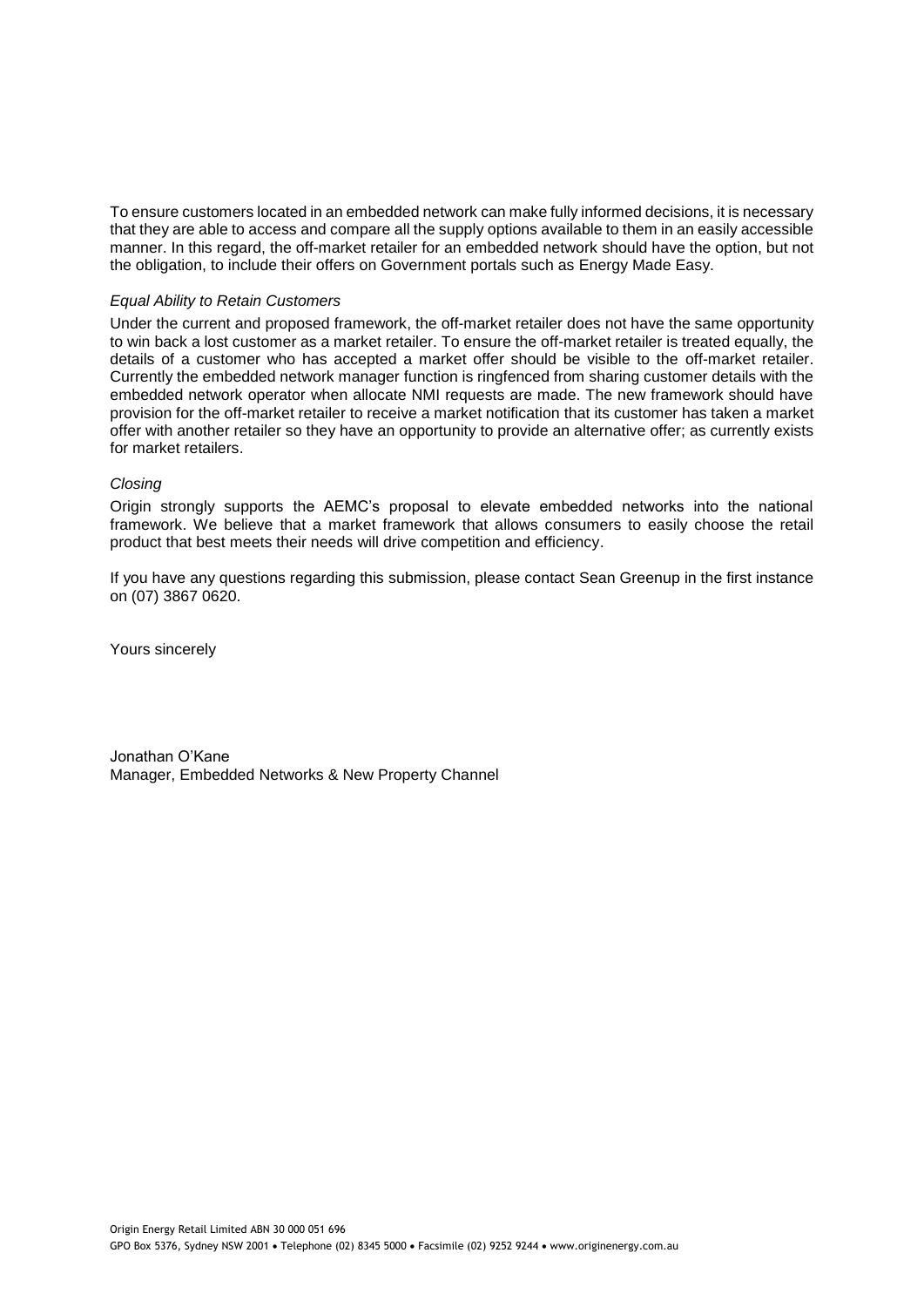To ensure customers located in an embedded network can make fully informed decisions, it is necessary that they are able to access and compare all the supply options available to them in an easily accessible manner. In this regard, the off-market retailer for an embedded network should have the option, but not the obligation, to include their offers on Government portals such as Energy Made Easy.

*Equal Ability to Retain Customers*

Under the current and proposed framework, the off-market retailer does not have the same opportunity to win back a lost customer as a market retailer. To ensure the off-market retailer is treated equally, the details of a customer who has accepted a market offer should be visible to the off-market retailer. Currently the embedded network manager function is ringfenced from sharing customer details with the embedded network operator when allocate NMI requests are made. The new framework should have provision for the off-market retailer to receive a market notification that its customer has taken a market offer with another retailer so they have an opportunity to provide an alternative offer; as currently exists for market retailers.

*Closing*

Origin strongly supports the AEMC's proposal to elevate embedded networks into the national framework. We believe that a market framework that allows consumers to easily choose the retail product that best meets their needs will drive competition and efficiency.

If you have any questions regarding this submission, please contact Sean Greenup in the first instance on (07) 3867 0620.

Yours sincerely

Jonathan O'Kane
Manager, Embedded Networks & New Property Channel

Origin Energy Retail Limited ABN 30 000 051 696
GPO Box 5376, Sydney NSW 2001 • Telephone (02) 8345 5000 • Facsimile (02) 9252 9244 • www.originenergy.com.au